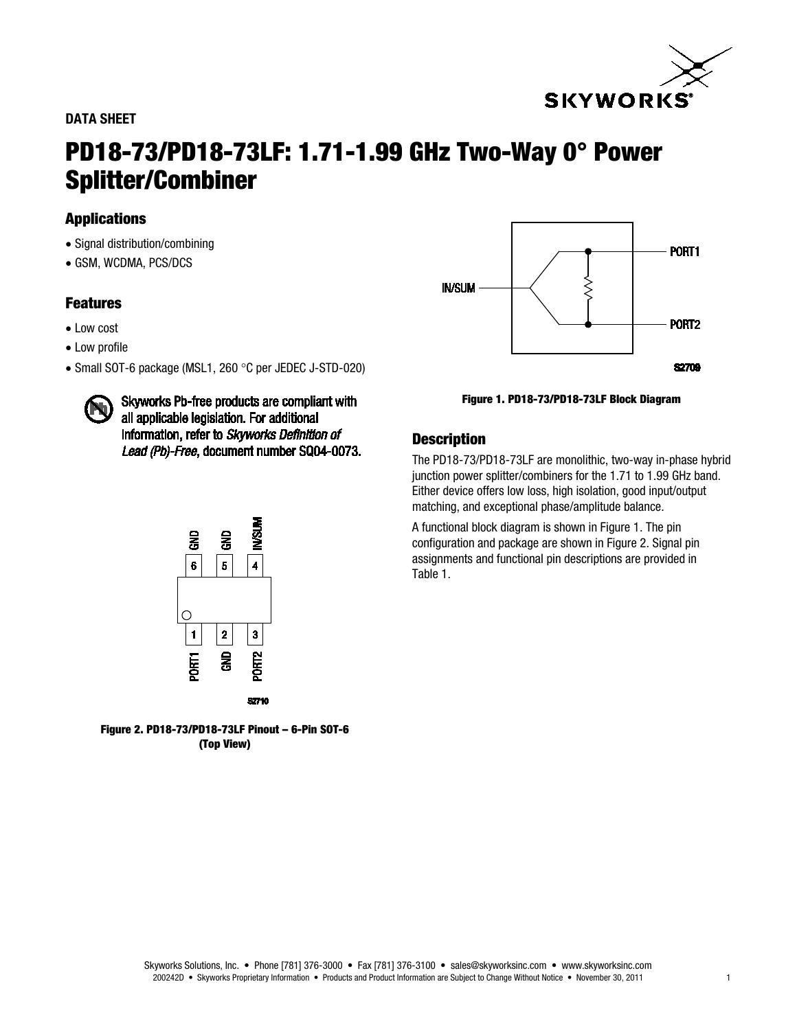DATA SHEET

# PD18-73/PD18-73LF: 1.71-1.99 GHz Two-Way 0° Power Splitter/Combiner

## Applications

- Signal distribution/combining
- GSM, WCDMA, PCS/DCS

## Features

- Low cost
- Low profile
- Small SOT-6 package (MSL1, 260 °C per JEDEC J-STD-020)

Skyworks Pb-free products are compliant with all applicable legislation. For additional information, refer to *Skyworks Definition of Lead (Pb)-Free*, document number SQ04-0073.

Figure 2. PD18-73/PD18-73LF Pinout – 6-Pin SOT-6 (Top View)

Figure 1. PD18-73/PD18-73LF Block Diagram

## Description

The PD18-73/PD18-73LF are monolithic, two-way in-phase hybrid junction power splitter/combiners for the 1.71 to 1.99 GHz band. Either device offers low loss, high isolation, good input/output matching, and exceptional phase/amplitude balance.

A functional block diagram is shown in Figure 1. The pin configuration and package are shown in Figure 2. Signal pin assignments and functional pin descriptions are provided in Table 1.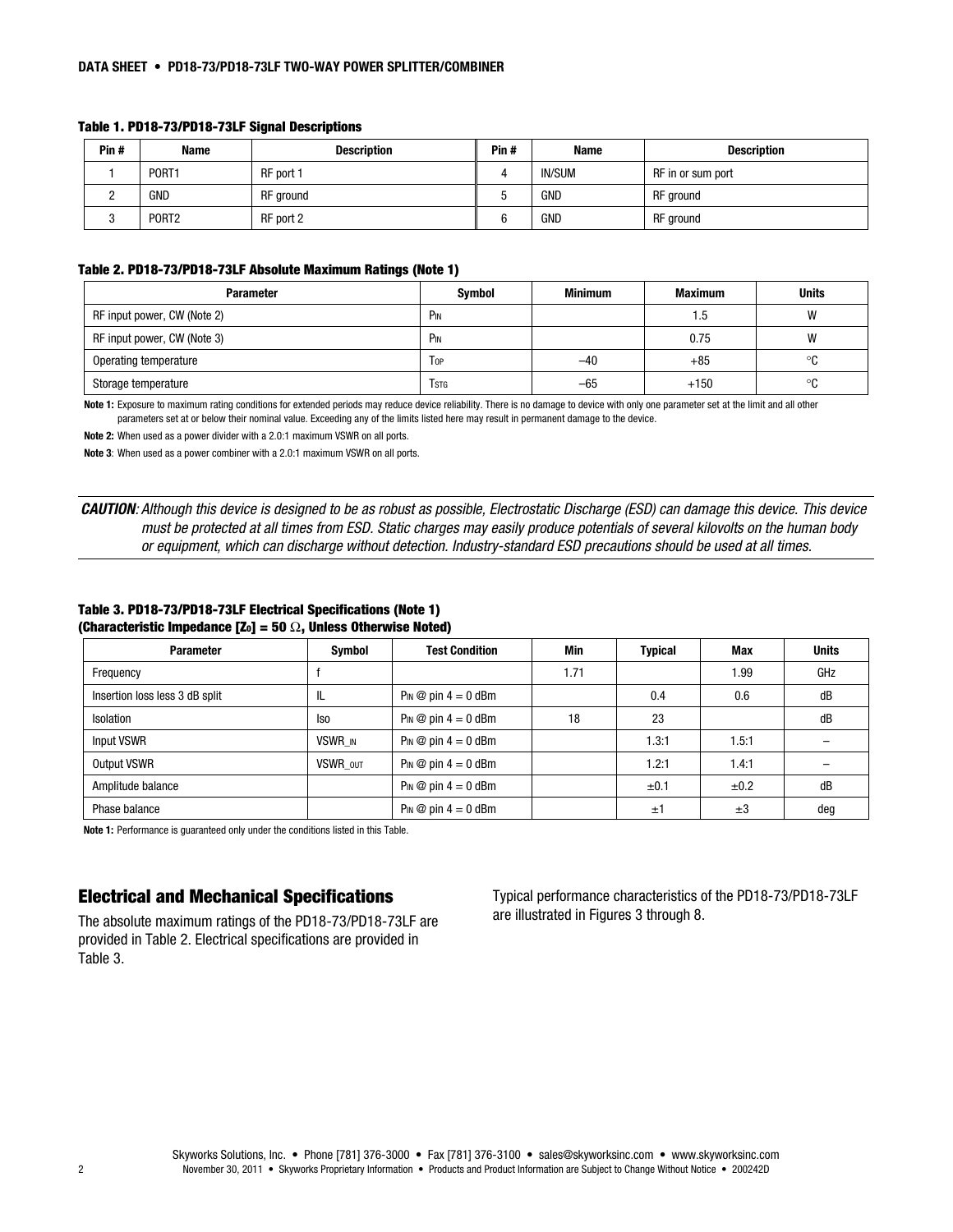**Table 1. PD18-73/PD18-73LF Signal Descriptions**

| Pin # | Name | Description | Pin # | Name | Description |
|---|---|---|---|---|---|
| 1 | PORT1 | RF port 1 | 4 | IN/SUM | RF in or sum port |
| 2 | GND | RF ground | 5 | GND | RF ground |
| 3 | PORT2 | RF port 2 | 6 | GND | RF ground |

**Table 2. PD18-73/PD18-73LF Absolute Maximum Ratings (Note 1)**

| Parameter | Symbol | Minimum | Maximum | Units |
|---|---|---|---|---|
| RF input power, CW (Note 2) | $P_{IN}$ | | 1.5 | W |
| RF input power, CW (Note 3) | $P_{IN}$ | | 0.75 | W |
| Operating temperature | $T_{OP}$ | −40 | +85 | °C |
| Storage temperature | $T_{STG}$ | −65 | +150 | °C |

**Note 1:** Exposure to maximum rating conditions for extended periods may reduce device reliability. There is no damage to device with only one parameter set at the limit and all other parameters set at or below their nominal value. Exceeding any of the limits listed here may result in permanent damage to the device.

**Note 2:** When used as a power divider with a 2.0:1 maximum VSWR on all ports.

**Note 3**: When used as a power combiner with a 2.0:1 maximum VSWR on all ports.

***CAUTION**: Although this device is designed to be as robust as possible, Electrostatic Discharge (ESD) can damage this device. This device must be protected at all times from ESD. Static charges may easily produce potentials of several kilovolts on the human body or equipment, which can discharge without detection. Industry-standard ESD precautions should be used at all times.*

**Table 3. PD18-73/PD18-73LF Electrical Specifications (Note 1)**
**(Characteristic Impedance [$Z_0$] = 50 Ω, Unless Otherwise Noted)**

| Parameter | Symbol | Test Condition | Min | Typical | Max | Units |
|---|---|---|---|---|---|---|
| Frequency | f | | 1.71 | | 1.99 | GHz |
| Insertion loss less 3 dB split | IL | $P_{IN}$ @ pin 4 = 0 dBm | | 0.4 | 0.6 | dB |
| Isolation | Iso | $P_{IN}$ @ pin 4 = 0 dBm | 18 | 23 | | dB |
| Input VSWR | $VSWR_{\_IN}$ | $P_{IN}$ @ pin 4 = 0 dBm | | 1.3:1 | 1.5:1 | – |
| Output VSWR | $VSWR_{\_OUT}$ | $P_{IN}$ @ pin 4 = 0 dBm | | 1.2:1 | 1.4:1 | – |
| Amplitude balance | | $P_{IN}$ @ pin 4 = 0 dBm | | ±0.1 | ±0.2 | dB |
| Phase balance | | $P_{IN}$ @ pin 4 = 0 dBm | | ±1 | ±3 | deg |

**Note 1:** Performance is guaranteed only under the conditions listed in this Table.

## Electrical and Mechanical Specifications

The absolute maximum ratings of the PD18-73/PD18-73LF are provided in Table 2. Electrical specifications are provided in Table 3.

Typical performance characteristics of the PD18-73/PD18-73LF are illustrated in Figures 3 through 8.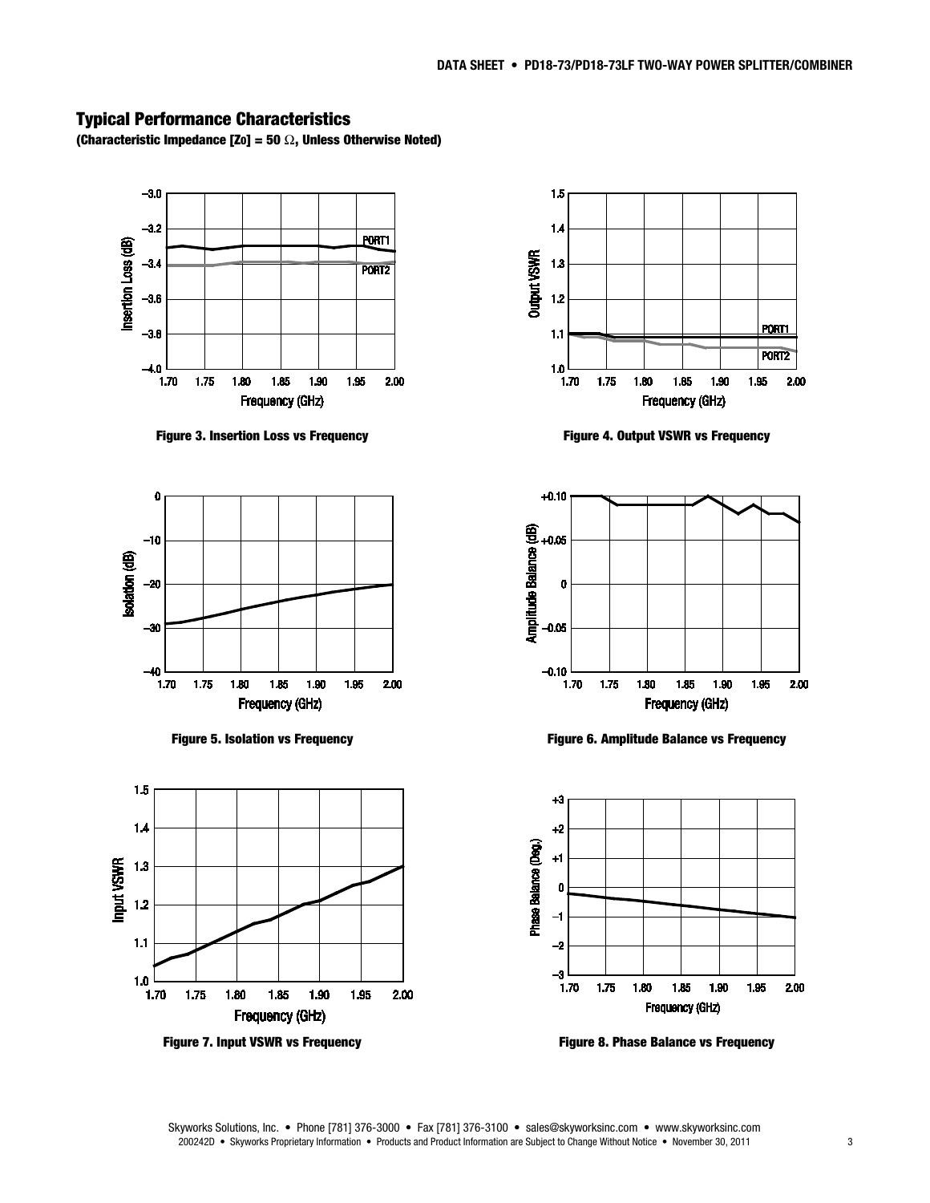## Typical Performance Characteristics

**(Characteristic Impedance [Zo] = 50 Ω, Unless Otherwise Noted)**

**Figure 3. Insertion Loss vs Frequency**

**Figure 4. Output VSWR vs Frequency**

**Figure 5. Isolation vs Frequency**

**Figure 6. Amplitude Balance vs Frequency**

**Figure 7. Input VSWR vs Frequency**

**Figure 8. Phase Balance vs Frequency**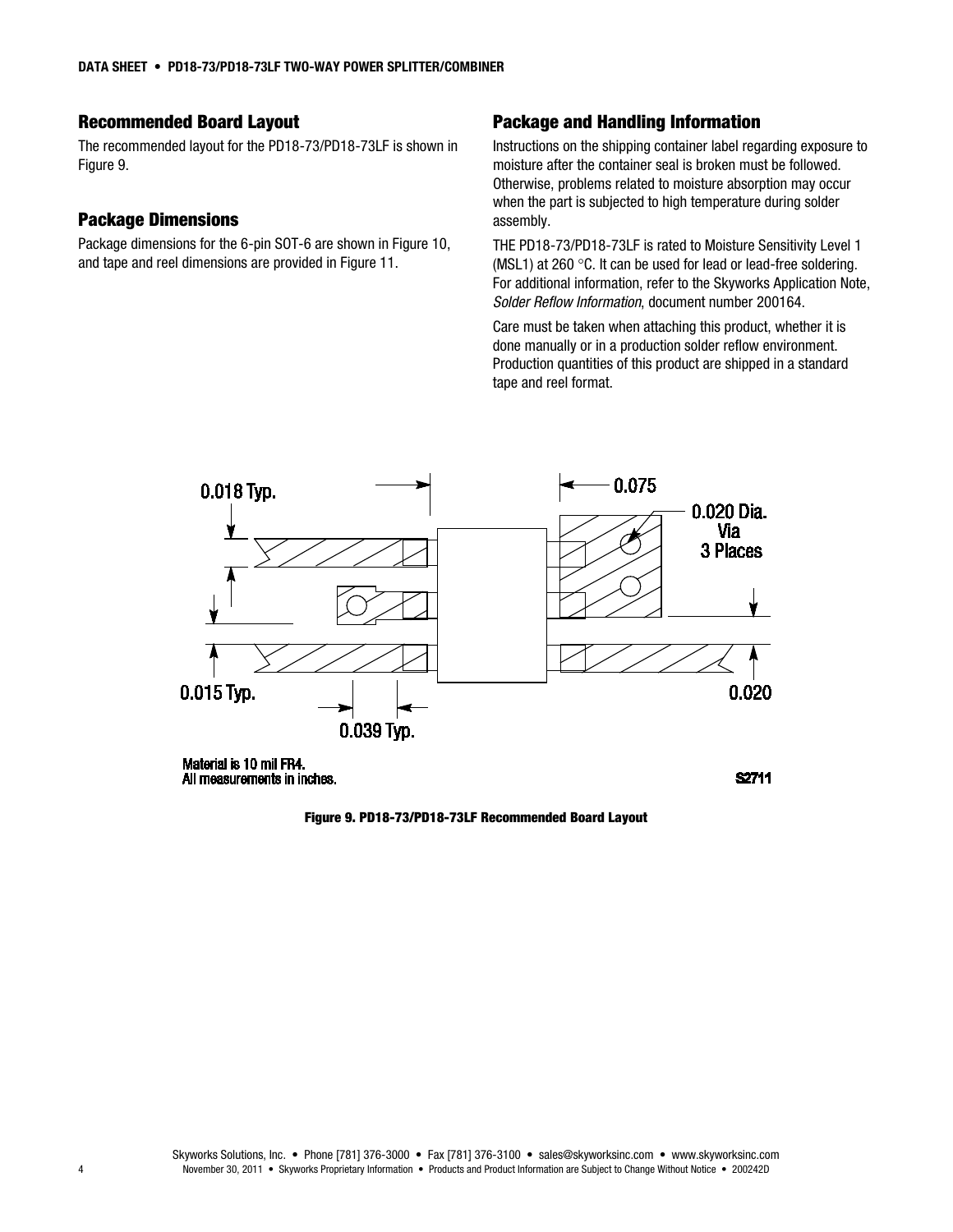## Recommended Board Layout

The recommended layout for the PD18-73/PD18-73LF is shown in Figure 9.

## Package Dimensions

Package dimensions for the 6-pin SOT-6 are shown in Figure 10, and tape and reel dimensions are provided in Figure 11.

## Package and Handling Information

Instructions on the shipping container label regarding exposure to moisture after the container seal is broken must be followed. Otherwise, problems related to moisture absorption may occur when the part is subjected to high temperature during solder assembly.

THE PD18-73/PD18-73LF is rated to Moisture Sensitivity Level 1 (MSL1) at 260 °C. It can be used for lead or lead-free soldering. For additional information, refer to the Skyworks Application Note, *Solder Reflow Information*, document number 200164.

Care must be taken when attaching this product, whether it is done manually or in a production solder reflow environment. Production quantities of this product are shipped in a standard tape and reel format.

0.018 Typ.

0.075

0.020 Dia. Via 3 Places

0.015 Typ.

0.020

0.039 Typ.

Material is 10 mil FR4.
All measurements in inches.

S2711

**Figure 9. PD18-73/PD18-73LF Recommended Board Layout**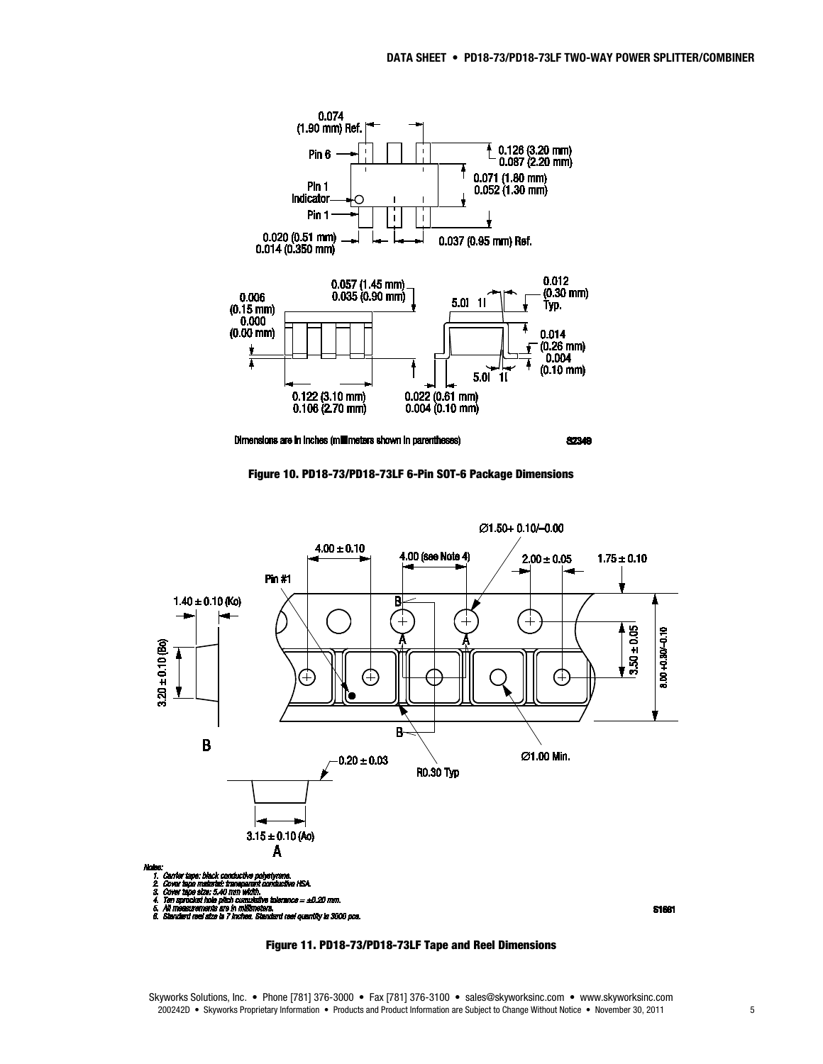Dimensions are in inches (millimeters shown in parentheses)

S2349

**Figure 10. PD18-73/PD18-73LF 6-Pin SOT-6 Package Dimensions**

Notes:
1. Carrier tape: black conductive polystyrene.
2. Cover tape material: transparent conductive HSA.
3. Cover tape size: 5.40 mm width.
4. Ten sprocket hole pitch cumulative tolerance = ±0.20 mm.
5. All measurements are in millimeters.
6. Standard reel size is 7 inches. Standard reel quantity is 3000 pcs.

S1661

**Figure 11. PD18-73/PD18-73LF Tape and Reel Dimensions**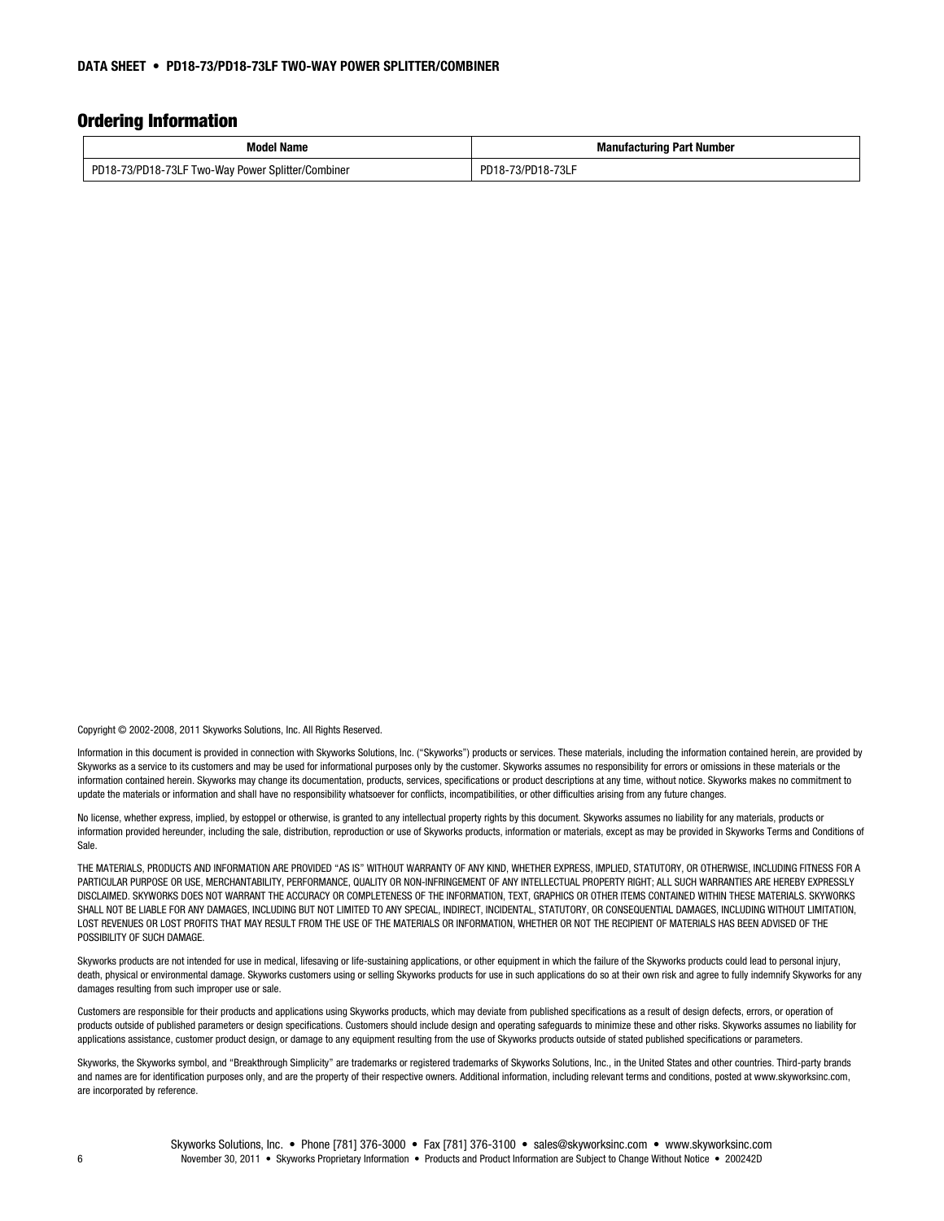## Ordering Information

| Model Name | Manufacturing Part Number |
| --- | --- |
| PD18-73/PD18-73LF Two-Way Power Splitter/Combiner | PD18-73/PD18-73LF |

Copyright © 2002-2008, 2011 Skyworks Solutions, Inc. All Rights Reserved.

Information in this document is provided in connection with Skyworks Solutions, Inc. ("Skyworks") products or services. These materials, including the information contained herein, are provided by Skyworks as a service to its customers and may be used for informational purposes only by the customer. Skyworks assumes no responsibility for errors or omissions in these materials or the information contained herein. Skyworks may change its documentation, products, services, specifications or product descriptions at any time, without notice. Skyworks makes no commitment to update the materials or information and shall have no responsibility whatsoever for conflicts, incompatibilities, or other difficulties arising from any future changes.

No license, whether express, implied, by estoppel or otherwise, is granted to any intellectual property rights by this document. Skyworks assumes no liability for any materials, products or information provided hereunder, including the sale, distribution, reproduction or use of Skyworks products, information or materials, except as may be provided in Skyworks Terms and Conditions of Sale.

THE MATERIALS, PRODUCTS AND INFORMATION ARE PROVIDED "AS IS" WITHOUT WARRANTY OF ANY KIND, WHETHER EXPRESS, IMPLIED, STATUTORY, OR OTHERWISE, INCLUDING FITNESS FOR A PARTICULAR PURPOSE OR USE, MERCHANTABILITY, PERFORMANCE, QUALITY OR NON-INFRINGEMENT OF ANY INTELLECTUAL PROPERTY RIGHT; ALL SUCH WARRANTIES ARE HEREBY EXPRESSLY DISCLAIMED. SKYWORKS DOES NOT WARRANT THE ACCURACY OR COMPLETENESS OF THE INFORMATION, TEXT, GRAPHICS OR OTHER ITEMS CONTAINED WITHIN THESE MATERIALS. SKYWORKS SHALL NOT BE LIABLE FOR ANY DAMAGES, INCLUDING BUT NOT LIMITED TO ANY SPECIAL, INDIRECT, INCIDENTAL, STATUTORY, OR CONSEQUENTIAL DAMAGES, INCLUDING WITHOUT LIMITATION, LOST REVENUES OR LOST PROFITS THAT MAY RESULT FROM THE USE OF THE MATERIALS OR INFORMATION, WHETHER OR NOT THE RECIPIENT OF MATERIALS HAS BEEN ADVISED OF THE POSSIBILITY OF SUCH DAMAGE.

Skyworks products are not intended for use in medical, lifesaving or life-sustaining applications, or other equipment in which the failure of the Skyworks products could lead to personal injury, death, physical or environmental damage. Skyworks customers using or selling Skyworks products for use in such applications do so at their own risk and agree to fully indemnify Skyworks for any damages resulting from such improper use or sale.

Customers are responsible for their products and applications using Skyworks products, which may deviate from published specifications as a result of design defects, errors, or operation of products outside of published parameters or design specifications. Customers should include design and operating safeguards to minimize these and other risks. Skyworks assumes no liability for applications assistance, customer product design, or damage to any equipment resulting from the use of Skyworks products outside of stated published specifications or parameters.

Skyworks, the Skyworks symbol, and "Breakthrough Simplicity" are trademarks or registered trademarks of Skyworks Solutions, Inc., in the United States and other countries. Third-party brands and names are for identification purposes only, and are the property of their respective owners. Additional information, including relevant terms and conditions, posted at www.skyworksinc.com, are incorporated by reference.